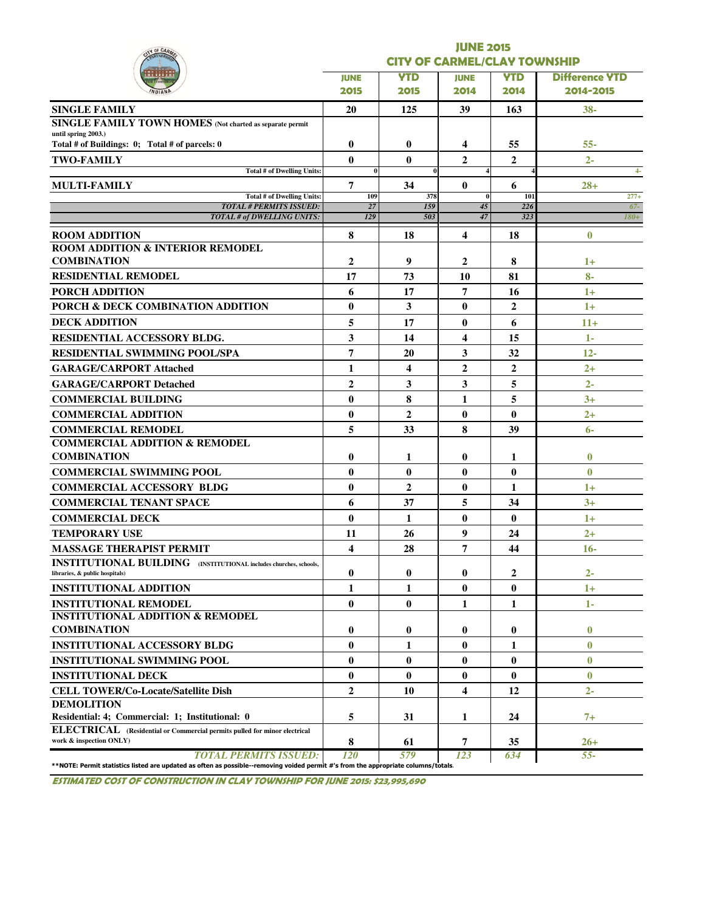## JUNE 2015
## CITY OF CARMEL/CLAY TOWNSHIP

| | JUNE 2015 | YTD 2015 | JUNE 2014 | YTD 2014 | Difference YTD 2014-2015 |
|---|---|---|---|---|---|
| **SINGLE FAMILY** | 20 | 125 | 39 | 163 | 38- |
| **SINGLE FAMILY TOWN HOMES** (Not charted as separate permit until spring 2003.) Total # of Buildings: 0; Total # of parcels: 0 | 0 | 0 | 4 | 55 | 55- |
| **TWO-FAMILY** | 0 | 0 | 2 | 2 | 2- |
| Total # of Dwelling Units: | 0 | 0 | 4 | 4 | 4- |
| **MULTI-FAMILY** | 7 | 34 | 0 | 6 | 28+ |
| Total # of Dwelling Units: | 109 | 378 | 0 | 101 | 277+ |
| *TOTAL # PERMITS ISSUED:* | 27 | 159 | 45 | 226 | 67- |
| *TOTAL # of DWELLING UNITS:* | 129 | 503 | 47 | 323 | 180+ |
| **ROOM ADDITION** | 8 | 18 | 4 | 18 | 0 |
| **ROOM ADDITION & INTERIOR REMODEL COMBINATION** | 2 | 9 | 2 | 8 | 1+ |
| **RESIDENTIAL REMODEL** | 17 | 73 | 10 | 81 | 8- |
| **PORCH ADDITION** | 6 | 17 | 7 | 16 | 1+ |
| **PORCH & DECK COMBINATION ADDITION** | 0 | 3 | 0 | 2 | 1+ |
| **DECK ADDITION** | 5 | 17 | 0 | 6 | 11+ |
| **RESIDENTIAL ACCESSORY BLDG.** | 3 | 14 | 4 | 15 | 1- |
| **RESIDENTIAL SWIMMING POOL/SPA** | 7 | 20 | 3 | 32 | 12- |
| **GARAGE/CARPORT Attached** | 1 | 4 | 2 | 2 | 2+ |
| **GARAGE/CARPORT Detached** | 2 | 3 | 3 | 5 | 2- |
| **COMMERCIAL BUILDING** | 0 | 8 | 1 | 5 | 3+ |
| **COMMERCIAL ADDITION** | 0 | 2 | 0 | 0 | 2+ |
| **COMMERCIAL REMODEL** | 5 | 33 | 8 | 39 | 6- |
| **COMMERCIAL ADDITION & REMODEL COMBINATION** | 0 | 1 | 0 | 1 | 0 |
| **COMMERCIAL SWIMMING POOL** | 0 | 0 | 0 | 0 | 0 |
| **COMMERCIAL ACCESSORY BLDG** | 0 | 2 | 0 | 1 | 1+ |
| **COMMERCIAL TENANT SPACE** | 6 | 37 | 5 | 34 | 3+ |
| **COMMERCIAL DECK** | 0 | 1 | 0 | 0 | 1+ |
| **TEMPORARY USE** | 11 | 26 | 9 | 24 | 2+ |
| **MASSAGE THERAPIST PERMIT** | 4 | 28 | 7 | 44 | 16- |
| **INSTITUTIONAL BUILDING** (INSTITUTIONAL includes churches, schools, libraries, & public hospitals) | 0 | 0 | 0 | 2 | 2- |
| **INSTITUTIONAL ADDITION** | 1 | 1 | 0 | 0 | 1+ |
| **INSTITUTIONAL REMODEL** | 0 | 0 | 1 | 1 | 1- |
| **INSTITUTIONAL ADDITION & REMODEL COMBINATION** | 0 | 0 | 0 | 0 | 0 |
| **INSTITUTIONAL ACCESSORY BLDG** | 0 | 1 | 0 | 1 | 0 |
| **INSTITUTIONAL SWIMMING POOL** | 0 | 0 | 0 | 0 | 0 |
| **INSTITUTIONAL DECK** | 0 | 0 | 0 | 0 | 0 |
| **CELL TOWER/Co-Locate/Satellite Dish** | 2 | 10 | 4 | 12 | 2- |
| **DEMOLITION** Residential: 4; Commercial: 1; Institutional: 0 | 5 | 31 | 1 | 24 | 7+ |
| **ELECTRICAL** (Residential or Commercial permits pulled for minor electrical work & inspection ONLY) | 8 | 61 | 7 | 35 | 26+ |
| *TOTAL PERMITS ISSUED:* | 120 | 579 | 123 | 634 | 55- |

**NOTE: Permit statistics listed are updated as often as possible--removing voided permit #'s from the appropriate columns/totals.

***ESTIMATED COST OF CONSTRUCTION IN CLAY TOWNSHIP FOR JUNE 2015: $23,995,690***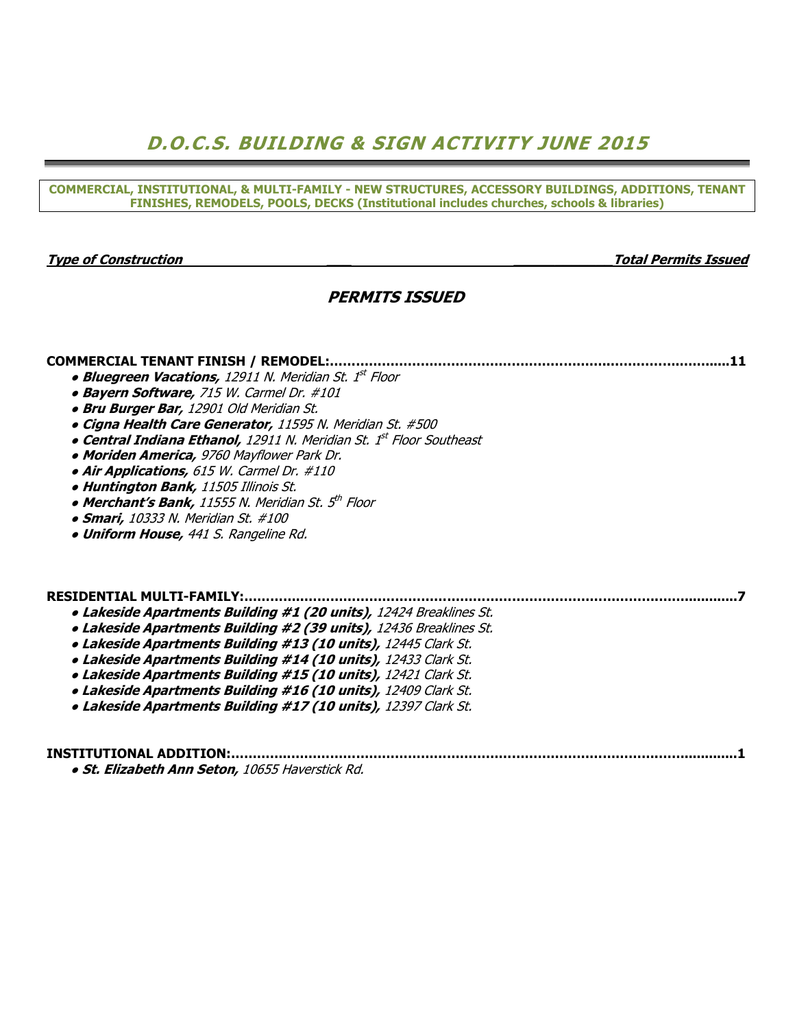# D.O.C.S. BUILDING & SIGN ACTIVITY JUNE 2015

**COMMERCIAL, INSTITUTIONAL, & MULTI-FAMILY - NEW STRUCTURES, ACCESSORY BUILDINGS, ADDITIONS, TENANT FINISHES, REMODELS, POOLS, DECKS (Institutional includes churches, schools & libraries)**

***Type of Construction*** ***Total Permits Issued***

## *PERMITS ISSUED*

**COMMERCIAL TENANT FINISH / REMODEL:..........................................................................................11**

- ***Bluegreen Vacations,*** *12911 N. Meridian St. 1st Floor*
- ***Bayern Software,*** *715 W. Carmel Dr. #101*
- ***Bru Burger Bar,*** *12901 Old Meridian St.*
- ***Cigna Health Care Generator,*** *11595 N. Meridian St. #500*
- ***Central Indiana Ethanol,*** *12911 N. Meridian St. 1st Floor Southeast*
- ***Moriden America,*** *9760 Mayflower Park Dr.*
- ***Air Applications,*** *615 W. Carmel Dr. #110*
- ***Huntington Bank,*** *11505 Illinois St.*
- ***Merchant's Bank,*** *11555 N. Meridian St. 5th Floor*
- ***Smari,*** *10333 N. Meridian St. #100*
- ***Uniform House,*** *441 S. Rangeline Rd.*

**RESIDENTIAL MULTI-FAMILY:.................................................................................................................7**

- ***Lakeside Apartments Building #1 (20 units),*** *12424 Breaklines St.*
- ***Lakeside Apartments Building #2 (39 units),*** *12436 Breaklines St.*
- ***Lakeside Apartments Building #13 (10 units),*** *12445 Clark St.*
- ***Lakeside Apartments Building #14 (10 units),*** *12433 Clark St.*
- ***Lakeside Apartments Building #15 (10 units),*** *12421 Clark St.*
- ***Lakeside Apartments Building #16 (10 units),*** *12409 Clark St.*
- ***Lakeside Apartments Building #17 (10 units),*** *12397 Clark St.*

**INSTITUTIONAL ADDITION:...................................................................................................................1**

- ***St. Elizabeth Ann Seton,*** *10655 Haverstick Rd.*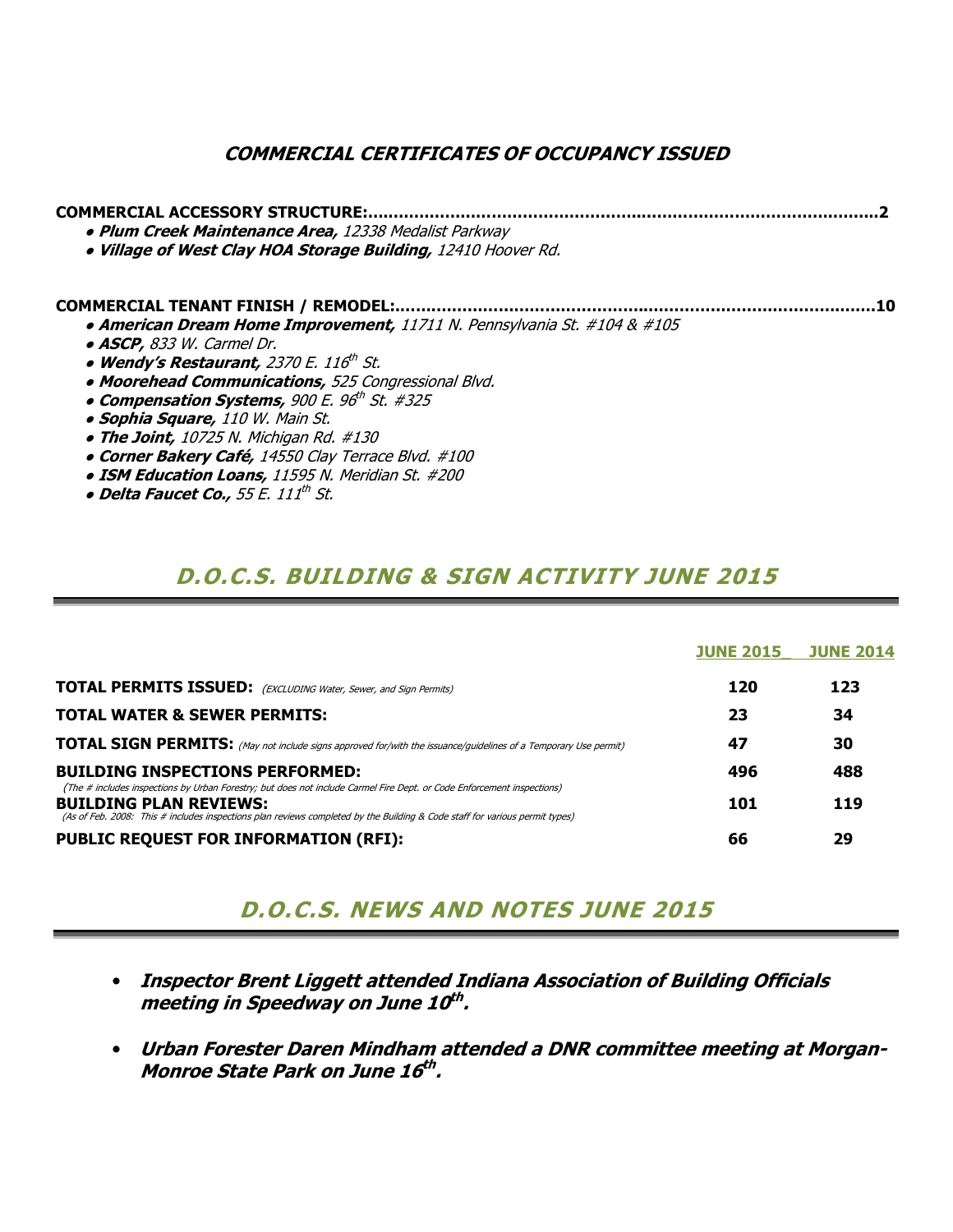## *COMMERCIAL CERTIFICATES OF OCCUPANCY ISSUED*

**COMMERCIAL ACCESSORY STRUCTURE:..................................................................................................2**

- ***Plum Creek Maintenance Area,*** *12338 Medalist Parkway*
- ***Village of West Clay HOA Storage Building,*** *12410 Hoover Rd.*

**COMMERCIAL TENANT FINISH / REMODEL:..........................................................................................10**

- ***American Dream Home Improvement,*** *11711 N. Pennsylvania St. #104 & #105*
- ***ASCP,*** *833 W. Carmel Dr.*
- ***Wendy's Restaurant,*** *2370 E. 116th St.*
- ***Moorehead Communications,*** *525 Congressional Blvd.*
- ***Compensation Systems,*** *900 E. 96th St. #325*
- ***Sophia Square,*** *110 W. Main St.*
- ***The Joint,*** *10725 N. Michigan Rd. #130*
- ***Corner Bakery Café,*** *14550 Clay Terrace Blvd. #100*
- ***ISM Education Loans,*** *11595 N. Meridian St. #200*
- ***Delta Faucet Co.,*** *55 E. 111th St.*

## *D.O.C.S. BUILDING & SIGN ACTIVITY JUNE 2015*

| | JUNE 2015 | JUNE 2014 |
|---|---|---|
| **TOTAL PERMITS ISSUED:** *(EXCLUDING Water, Sewer, and Sign Permits)* | **120** | **123** |
| **TOTAL WATER & SEWER PERMITS:** | **23** | **34** |
| **TOTAL SIGN PERMITS:** *(May not include signs approved for/with the issuance/guidelines of a Temporary Use permit)* | **47** | **30** |
| **BUILDING INSPECTIONS PERFORMED:** *(The # includes inspections by Urban Forestry; but does not include Carmel Fire Dept. or Code Enforcement inspections)* | **496** | **488** |
| **BUILDING PLAN REVIEWS:** *(As of Feb. 2008: This # includes inspections plan reviews completed by the Building & Code staff for various permit types)* | **101** | **119** |
| **PUBLIC REQUEST FOR INFORMATION (RFI):** | **66** | **29** |

## *D.O.C.S. NEWS AND NOTES JUNE 2015*

- ***Inspector Brent Liggett attended Indiana Association of Building Officials meeting in Speedway on June 10th.***
- ***Urban Forester Daren Mindham attended a DNR committee meeting at Morgan-Monroe State Park on June 16th.***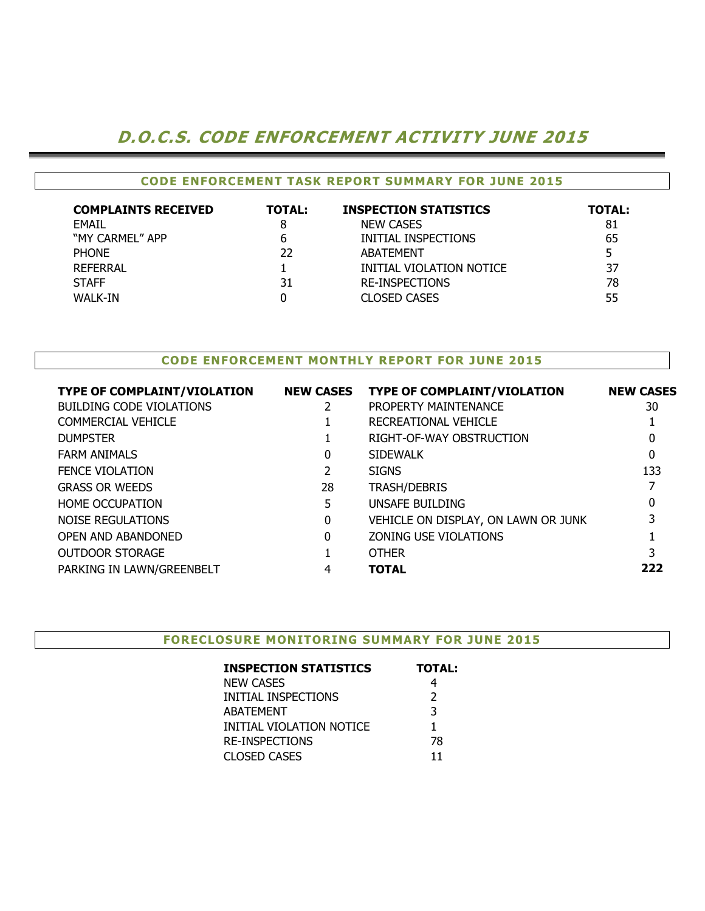# *D.O.C.S. CODE ENFORCEMENT ACTIVITY JUNE 2015*

## CODE ENFORCEMENT TASK REPORT SUMMARY FOR JUNE 2015

| COMPLAINTS RECEIVED | TOTAL: | INSPECTION STATISTICS | TOTAL: |
|---|---|---|---|
| EMAIL | 8 | NEW CASES | 81 |
| "MY CARMEL" APP | 6 | INITIAL INSPECTIONS | 65 |
| PHONE | 22 | ABATEMENT | 5 |
| REFERRAL | 1 | INITIAL VIOLATION NOTICE | 37 |
| STAFF | 31 | RE-INSPECTIONS | 78 |
| WALK-IN | 0 | CLOSED CASES | 55 |

## CODE ENFORCEMENT MONTHLY REPORT FOR JUNE 2015

| TYPE OF COMPLAINT/VIOLATION | NEW CASES | TYPE OF COMPLAINT/VIOLATION | NEW CASES |
|---|---|---|---|
| BUILDING CODE VIOLATIONS | 2 | PROPERTY MAINTENANCE | 30 |
| COMMERCIAL VEHICLE | 1 | RECREATIONAL VEHICLE | 1 |
| DUMPSTER | 1 | RIGHT-OF-WAY OBSTRUCTION | 0 |
| FARM ANIMALS | 0 | SIDEWALK | 0 |
| FENCE VIOLATION | 2 | SIGNS | 133 |
| GRASS OR WEEDS | 28 | TRASH/DEBRIS | 7 |
| HOME OCCUPATION | 5 | UNSAFE BUILDING | 0 |
| NOISE REGULATIONS | 0 | VEHICLE ON DISPLAY, ON LAWN OR JUNK | 3 |
| OPEN AND ABANDONED | 0 | ZONING USE VIOLATIONS | 1 |
| OUTDOOR STORAGE | 1 | OTHER | 3 |
| PARKING IN LAWN/GREENBELT | 4 | **TOTAL** | **222** |

## FORECLOSURE MONITORING SUMMARY FOR JUNE 2015

| INSPECTION STATISTICS | TOTAL: |
|---|---|
| NEW CASES | 4 |
| INITIAL INSPECTIONS | 2 |
| ABATEMENT | 3 |
| INITIAL VIOLATION NOTICE | 1 |
| RE-INSPECTIONS | 78 |
| CLOSED CASES | 11 |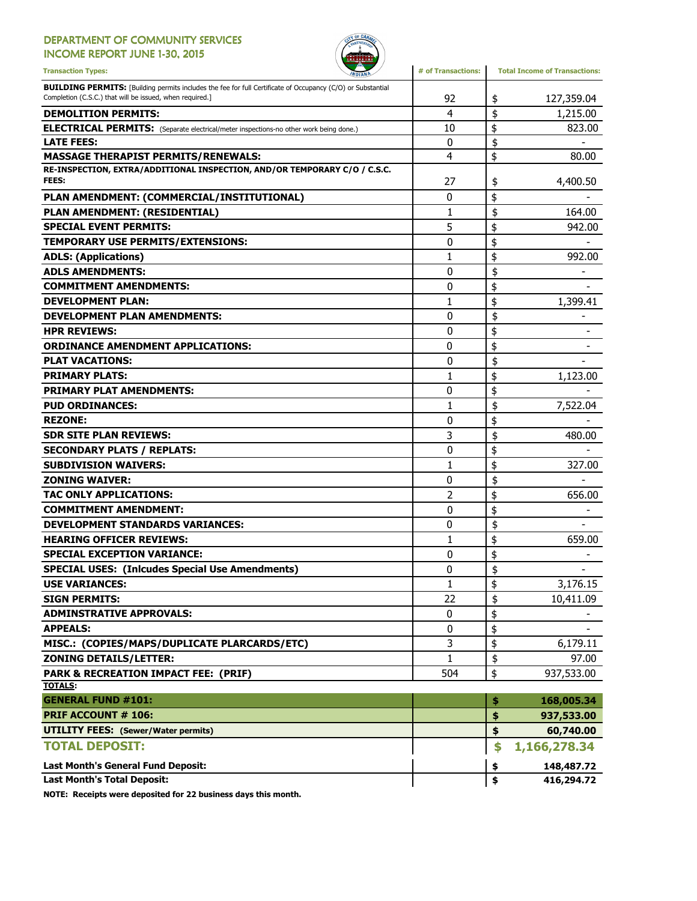# DEPARTMENT OF COMMUNITY SERVICES
## INCOME REPORT JUNE 1-30, 2015

| Transaction Types: | # of Transactions: | Total Income of Transactions: |
|---|---|---|
| **BUILDING PERMITS:** [Building permits includes the fee for full Certificate of Occupancy (C/O) or Substantial Completion (C.S.C.) that will be issued, when required.] | 92 | $ 127,359.04 |
| **DEMOLITION PERMITS:** | 4 | $ 1,215.00 |
| **ELECTRICAL PERMITS:** (Separate electrical/meter inspections-no other work being done.) | 10 | $ 823.00 |
| **LATE FEES:** | 0 | $ - |
| **MASSAGE THERAPIST PERMITS/RENEWALS:** | 4 | $ 80.00 |
| **RE-INSPECTION, EXTRA/ADDITIONAL INSPECTION, AND/OR TEMPORARY C/O / C.S.C. FEES:** | 27 | $ 4,400.50 |
| **PLAN AMENDMENT: (COMMERCIAL/INSTITUTIONAL)** | 0 | $ - |
| **PLAN AMENDMENT: (RESIDENTIAL)** | 1 | $ 164.00 |
| **SPECIAL EVENT PERMITS:** | 5 | $ 942.00 |
| **TEMPORARY USE PERMITS/EXTENSIONS:** | 0 | $ - |
| **ADLS: (Applications)** | 1 | $ 992.00 |
| **ADLS AMENDMENTS:** | 0 | $ - |
| **COMMITMENT AMENDMENTS:** | 0 | $ - |
| **DEVELOPMENT PLAN:** | 1 | $ 1,399.41 |
| **DEVELOPMENT PLAN AMENDMENTS:** | 0 | $ - |
| **HPR REVIEWS:** | 0 | $ - |
| **ORDINANCE AMENDMENT APPLICATIONS:** | 0 | $ - |
| **PLAT VACATIONS:** | 0 | $ - |
| **PRIMARY PLATS:** | 1 | $ 1,123.00 |
| **PRIMARY PLAT AMENDMENTS:** | 0 | $ - |
| **PUD ORDINANCES:** | 1 | $ 7,522.04 |
| **REZONE:** | 0 | $ - |
| **SDR SITE PLAN REVIEWS:** | 3 | $ 480.00 |
| **SECONDARY PLATS / REPLATS:** | 0 | $ - |
| **SUBDIVISION WAIVERS:** | 1 | $ 327.00 |
| **ZONING WAIVER:** | 0 | $ - |
| **TAC ONLY APPLICATIONS:** | 2 | $ 656.00 |
| **COMMITMENT AMENDMENT:** | 0 | $ - |
| **DEVELOPMENT STANDARDS VARIANCES:** | 0 | $ - |
| **HEARING OFFICER REVIEWS:** | 1 | $ 659.00 |
| **SPECIAL EXCEPTION VARIANCE:** | 0 | $ - |
| **SPECIAL USES: (Inlcudes Special Use Amendments)** | 0 | $ - |
| **USE VARIANCES:** | 1 | $ 3,176.15 |
| **SIGN PERMITS:** | 22 | $ 10,411.09 |
| **ADMINSTRATIVE APPROVALS:** | 0 | $ - |
| **APPEALS:** | 0 | $ - |
| **MISC.: (COPIES/MAPS/DUPLICATE PLARCARDS/ETC)** | 3 | $ 6,179.11 |
| **ZONING DETAILS/LETTER:** | 1 | $ 97.00 |
| **PARK & RECREATION IMPACT FEE: (PRIF)** | 504 | $ 937,533.00 |
| **TOTALS:** | | |
| **GENERAL FUND #101:** | | **$ 168,005.34** |
| **PRIF ACCOUNT # 106:** | | **$ 937,533.00** |
| **UTILITY FEES: (Sewer/Water permits)** | | **$ 60,740.00** |
| **TOTAL DEPOSIT:** | | **$ 1,166,278.34** |
| **Last Month's General Fund Deposit:** | | **$ 148,487.72** |
| **Last Month's Total Deposit:** | | **$ 416,294.72** |

**NOTE: Receipts were deposited for 22 business days this month.**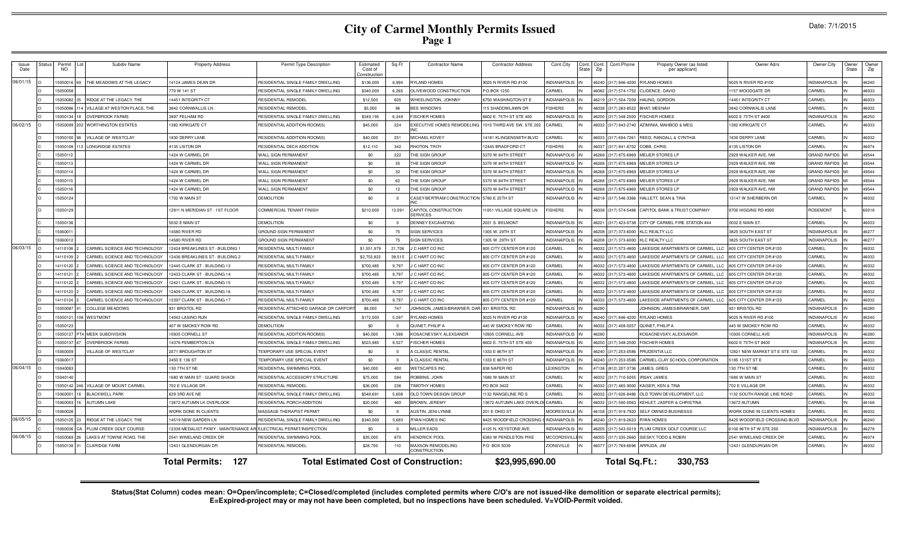# City of Carmel Monthly Permits Issued

Date: 7/1/2015

| Issue Date | Status | Permit NO | Lot | Subdiv Name | Property Address | Permit Type Description | Estimated Cost of Construction | Sq Ft | Contractor Name | Contractor Address | Cont.City | Cont. State | Cont. Zip | Cont.Phone | Propety Owner (as listed per applicant) | Owner Adrs | Owner City | Owner State | Owner Zip |
|---|---|---|---|---|---|---|---|---|---|---|---|---|---|---|---|---|---|---|---|
| 06/01/15 | O | 15050016 | 69 | THE MEADOWS AT THE LEGACY | 14124 JAMES DEAN DR | RESIDENTIAL SINGLE FAMILY DWELLING | $136,000 | 6,994 | RYLAND HOMES | 9025 N RIVER RD #100 | INDIANAPOLIS | IN | 46240 | (317) 846-4200 | RYLAND HOMES | 9025 N RIVER RD #100 | INDIANAPOLIS | IN | 46240 |
| | O | 15050058 | | | 770 W 141 ST | RESIDENTIAL SINGLE FAMILY DWELLING | $340,000 | 6,265 | OLIVEWOOD CONSTRUCTION | P.O.BOX 1250 | CARMEL | IN | 46082 | (317) 574-1752 | CLIDENCE, DAVID | 1157 WOODGATE DR | CARMEL | IN | 46033 |
| | O | 15050082 | 35 | RIDGE AT THE LEGACY, THE | 14451 INTEGRITY CT | RESIDENTIAL REMODEL | $12,500 | 605 | WHEELINGTON, JOHNNY | 6750 WASHINGTON ST E | INDIANAPOLIS | IN | 46219 | (317) 504-7209 | HAUNG, GORDON | 14451 INTEGRITY CT | CARMEL | IN | 46033 |
| | O | 15050086 | 114 | VILLAGE AT WESTON PLACE, THE | 3842 CORNWALLIS LN | RESIDENTIAL REMODEL | $5,000 | 96 | BEE WINDOWS | 115 SHADOWLAWN DR | FISHERS | IN | 46038 | (317) 283-8522 | BHAT, MEENAH | 3842 CORNWALIS LANE | CARMEL | IN | 46032 |
| | O | 15050134 | 18 | OVERBROOK FARMS | 3897 PELHAM RD | RESIDENTIAL SINGLE FAMILY DWELLING | $349,195 | 6,349 | FISCHER HOMES | 6602 E. 75TH ST STE 400 | INDIANAPOLIS | IN | 46250 | (317) 348-2500 | FISCHER HOMES | 6602 E 75TH ST #400 | INDIANAPOLIS | IN | 46250 |
| 06/02/15 | O | 15050099 | 202 | WORTHINGTON ESTATES | 1382 KIRKGATE CT | RESIDENTIAL ADDITION-ROOM(S) | $45,000 | 224 | EXECUTIVE HOMES REMODELING INC | 1010 THIRD AVE SW, STE 202 | CARMEL | IN | 46032 | (317) 843-2740 | AZIMINIA, MAHBOD & MEG | 1382 KIRKGATE CT | CARMEL | IN | 46033 |
| | O | 15050100 | 98 | VILLAGE OF WESTCLAY | 1830 DERRY LANE | RESIDENTIAL ADDITION-ROOM(S) | $40,000 | 251 | MICHAEL KOVEY | 14181 KLINGENSMITH BLVD | CARMEL | IN | 46033 | (317) 694-7261 | REED, RANDALL & CYNTHIA | 1830 DERRY LANE | CARMEL | IN | 46032 |
| | O | 15050108 | 113 | LONGRIDGE ESTATES | 4135 LISTON DR | RESIDENTIAL DECK ADDITION | $12,110 | 342 | RHOTON, TROY | 12445 BRADFORD CT | FISHERS | IN | 46037 | (317) 841-8702 | COBB, CHRIS | 4135 LISTON DR | CARMEL | IN | 46074 |
| | C | 15050112 | | | 1424 W CARMEL DR | WALL SIGN PERMANENT | $0 | 222 | THE SIGN GROUP | 5370 W 84TH STREET | INDIANAPOLIS | IN | 46268 | (317) 875-6969 | MEIJER STORES LP | 2929 WALKER AVE. NW | GRAND RAPIDS | MI | 49544 |
| | C | 15050113 | | | 1424 W CARMEL DR | WALL SIGN PERMANENT | $0 | 35 | THE SIGN GROUP | 5370 W 84TH STREET | INDIANAPOLIS | IN | 46268 | (317) 875-6969 | MEIJER STORES LP | 2929 WALKER AVE. NW | GRAND RAPIDS | MI | 49544 |
| | C | 15050114 | | | 1424 W CARMEL DR | WALL SIGN PERMANENT | $0 | 32 | THE SIGN GROUP | 5370 W 84TH STREET | INDIANAPOLIS | IN | 46268 | (317) 875-6969 | MEIJER STORES LP | 2929 WALKER AVE. NW | GRAND RAPIDS | MI | 49544 |
| | C | 15050115 | | | 1424 W CARMEL DR | WALL SIGN PERMANENT | $0 | 62 | THE SIGN GROUP | 5370 W 84TH STREET | INDIANAPOLIS | IN | 46268 | (317) 875-6969 | MEIJER STORES LP | 2929 WALKER AVE. NW | GRAND RAPIDS | MI | 49544 |
| | C | 15050116 | | | 1424 W CARMEL DR | WALL SIGN PERMANENT | $0 | 12 | THE SIGN GROUP | 5370 W 84TH STREET | INDIANAPOLIS | IN | 46268 | (317) 875-6969 | MEIJER STORES LP | 2929 WALKER AVE. NW | GRAND RAPIDS | MI | 49544 |
| | O | 15050124 | | | 1702 W MAIN ST | DEMOLITION | $0 | 0 | CASEY-BERTRAM CONSTRUCTION INC | 5780 E 25TH ST | INDIANAPOLIS | IN | 46218 | (317) 546-3366 | HALLETT, SEAN & TINA | 13147 W SHERBERN DR | CARMEL | IN | 46032 |
| | O | 15050129 | | | 12911 N MERIDIAN ST - 1ST FLOOR | COMMERCIAL TENANT FINISH | $210,000 | 13,091 | CAPITOL CONSTRUCTION SERVICES | 11051 VILLAGE SQUARE LN | FISHERS | IN | 46038 | (317) 574-5488 | CAPITOL BANK & TRUST COMPANY | 9700 HIGGINS RD #900 | ROSEMONT | IL | 60018 |
| | C | 15050136 | | | 5032 E MAIN ST | DEMOLITION | $0 | 0 | DENNEY EXCAVATING | 2031 S. BELMONT | INDIANAPOLIS | IN | 46221 | (317) 423-0738 | CITY OF CARMEL FIRE STATION #44 | 5032 E MAIN ST. | CARMEL | IN | 46033 |
| | C | 15060011 | | | 14580 RIVER RD | GROUND SIGN PERMANENT | $0 | 75 | SIGN SERVICES | 1305 W. 29TH ST. | INDIANAPOLIS | IN | 46208 | (317) 373-6000 | KLC REALTY LLC | 3825 SOUTH EAST ST | INDIANAPOLIS | IN | 46277 |
| | C | 15060012 | | | 14580 RIVER RD | GROUND SIGN PERMANENT | $0 | 75 | SIGN SERVICES | 1305 W. 29TH ST. | INDIANAPOLIS | IN | 46208 | (317) 373-6000 | KLC REALTY LLC | 3825 SOUTH EAST ST | INDIANAPOLIS | IN | 46277 |
| 06/03/15 | O | 14110108 | 2 | CARMEL SCIENCE AND TECHNOLOGY | 12424 BREAKLINES ST - BUILDING 1 | RESIDENTIAL MULTI-FAMILY | $1,551,979 | 21,706 | J C HART CO INC | 805 CITY CENTER DR #120 | CARMEL | IN | 46032 | (317) 573-4800 | LAKESIDE APARTMENTS OF CARMEL, LLC | 805 CITY CENTER DR #120 | CARMEL | IN | 46032 |
| | O | 14110109 | 2 | CARMEL SCIENCE AND TECHNOLOGY | 12436 BREAKLINES ST - BUILDING 2 | RESIDENTIAL MULTI-FAMILY | $2,753,822 | 38,515 | J C HART CO INC | 805 CITY CENTER DR #120 | CARMEL | IN | 46032 | (317) 573-4800 | LAKESIDE APARTMENTS OF CARMEL, LLC | 805 CITY CENTER DR #120 | CARMEL | IN | 46032 |
| | O | 14110120 | 2 | CARMEL SCIENCE AND TECHNOLOGY | 12445 CLARK ST - BUILDING 13 | RESIDENTIAL MULTI-FAMILY | $700,485 | 9,797 | J C HART CO INC | 805 CITY CENTER DR #120 | CARMEL | IN | 46032 | (317) 573-4800 | LAKESIDE APARTMENTS OF CARMEL, LLC | 805 CITY CENTER DR #120 | CARMEL | IN | 46032 |
| | O | 14110121 | 2 | CARMEL SCIENCE AND TECHNOLOGY | 12433 CLARK ST - BUILDING 14 | RESIDENTIAL MULTI-FAMILY | $700,485 | 9,797 | J C HART CO INC | 805 CITY CENTER DR #120 | CARMEL | IN | 46032 | (317) 573-4800 | LAKESIDE APARTMENTS OF CARMEL, LLC | 805 CITY CENTER DR #120 | CARMEL | IN | 46032 |
| | O | 14110122 | 2 | CARMEL SCIENCE AND TECHNOLOGY | 12421 CLARK ST - BUILDING 15 | RESIDENTIAL MULTI-FAMILY | $700,485 | 9,797 | J C HART CO INC | 805 CITY CENTER DR #120 | CARMEL | IN | 46032 | (317) 573-4800 | LAKESIDE APARTMENTS OF CARMEL, LLC | 805 CITY CENTER DR #120 | CARMEL | IN | 46032 |
| | O | 14110123 | 2 | CARMEL SCIENCE AND TECHNOLOGY | 12409 CLARK ST - BUILDING 16 | RESIDENTIAL MULTI-FAMILY | $700,485 | 9,797 | J C HART CO INC | 805 CITY CENTER DR #120 | CARMEL | IN | 46032 | (317) 573-4800 | LAKESIDE APARTMENTS OF CARMEL, LLC | 805 CITY CENTER DR #120 | CARMEL | IN | 46032 |
| | O | 14110124 | 2 | CARMEL SCIENCE AND TECHNOLOGY | 12397 CLARK ST - BUILDING 17 | RESIDENTIAL MULTI-FAMILY | $700,485 | 9,797 | J C HART CO INC | 805 CITY CENTER DR #120 | CARMEL | IN | 46032 | (317) 573-4800 | LAKESIDE APARTMENTS OF CARMEL, LLC | 805 CITY CENTER DR #120 | CARMEL | IN | 46032 |
| | O | 15050087 | 91 | COLLEGE MEADOWS | 931 BRISTOL RD | RESIDENTIAL ATTACHED GARAGE OR CARPORT | $8,000 | 747 | JOHNSON, JAMES/BRAWNER, DAR | 931 BRISTOL RD | INDIANAPOLIS | IN | 46280 | | JOHNSON, JAMES/BRAWNER, DAR | 931 BRISTOL RD | INDIANAPOLIS | IN | 46280 |
| | O | 15050121 | 108 | WESTMONT | 14042 LASINO RUN | RESIDENTIAL SINGLE FAMILY DWELLING | $172,000 | 5,297 | RYLAND HOMES | 9025 N RIVER RD #100 | INDIANAPOLIS | IN | 46240 | (317) 846-4200 | RYLAND HOMES | 9025 N RIVER RD #100 | INDIANAPOLIS | IN | 46240 |
| | O | 15050123 | | | 407 W SMOKEY ROW RD | DEMOLITION | $0 | 0 | QUINET, PHILIP A | 445 W SMOKEY ROW RD | CARMEL | IN | 46032 | (317) 408-0057 | QUINET, PHILIP A | 445 W SMOKEY ROW RD | CARMEL | IN | 46032 |
| | O | 15050127 | PT4 | MEEK SUBDIVISION | 10935 CORNELL ST | RESIDENTIAL ADDITION-ROOM(S) | $40,000 | 1,586 | KOSACNEVSKY, ALEXSANDR | 10935 CORNELL AVE | INDIANAPOLIS | IN | 46280 | | KOSACNEVSKY, ALEXSANDR | 10935 CORNELL AVE | INDIANAPOLIS | IN | 46280 |
| | O | 15050137 | 67 | OVERBROOK FARMS | 14376 PEMBERTON LN | RESIDENTIAL SINGLE FAMILY DWELLING | $523,985 | 9,527 | FISCHER HOMES | 6602 E. 75TH ST STE 400 | INDIANAPOLIS | IN | 46250 | (317) 348-2500 | FISCHER HOMES | 6602 E 75TH ST #400 | INDIANAPOLIS | IN | 46250 |
| | O | 15060009 | | VILLAGE OF WESTCLAY | 2071 BROUGHTON ST | TEMPORARY USE SPECIAL EVENT | $0 | 0 | A CLASSIC RENTAL | 1333 E 86TH ST | INDIANAPOLIS | IN | 46240 | (317) 253-0586 | PRUDENTIA LLC | 12821 NEW MARKET ST E STE 103 | CARMEL | IN | 46032 |
| | O | 15060017 | | | 2450 E 136 ST | TEMPORARY USE SPECIAL EVENT | $0 | 0 | A CLASSIC RENTAL | 1333 E 86TH ST | INDIANAPOLIS | IN | 46240 | (317) 253-0586 | CARMEL-CLAY SCHOOL CORPORATION | 5185 131ST ST E | CARMEL | IN | 46033 |
| 06/04/15 | O | 15040083 | | | 130 7TH ST NE | RESIDENTIAL SWIMMING POOL | $40,000 | 400 | WETSCAPES INC | 838 NAPER RD | LEXINGTON | IN | 47138 | (812) 207-3736 | JAMES, GREG | 130 7TH ST NE | CARMEL | IN | 46032 |
| | O | 15040140 | | | 1680 W MAIN ST - GUARD SHACK | RESIDENTIAL ACCESSORY STRUCTURE | $75,000 | 594 | ROBBINS, JOHN | 1680 W MAIN ST | CARMEL | IN | 46032 | (317) 710-5055 | IRSAY, JAMES | 1680 W MAIN ST | CARMEL | IN | 46032 |
| | O | 15050142 | 246 | VILLAGE OF MOUNT CARMEL | 702 E VILLAGE DR | RESIDENTIAL REMODEL | $36,000 | 236 | TIMOTHY HOMES | PO BOX 3422 | CARMEL | IN | 46032 | (317) 465-9000 | KAISER, KEN & TINA | 702 E VILLAGE DR | CARMEL | IN | 46032 |
| | O | 15060001 | 18 | BLACKWELL PARK | 629 3RD AVE NE | RESIDENTIAL SINGLE FAMILY DWELLING | $548,691 | 5,608 | OLD TOWN DESIGN GROUP | 1132 RANGELINE RD S | CARMEL | IN | 46032 | (317) 626-8486 | OLD TOWN DEVELOPMENT, LLC | 1132 SOUTH RANGE LINE ROAD | CARMEL | IN | 46032 |
| | O | 15060003 | 16 | AUTUMN LAKE | 13672 AUTUMN LK OVERLOOK | RESIDENTIAL PORCH ADDITION | $20,000 | 460 | BROWN, JEREMY | 13672 AUTUMN LAKE OVERLOOK | CARMEL | IN | 46032 | (317) 590-0063 | KEHLET, JASPER & CHRISTINA | 13672 AUTUMN | CARMEL | IN | 46168 |
| | O | 15060028 | | | WORK DONE IN CLIENTS | MASSAGE THERAPIST PERMIT | $0 | 0 | AUSTIN, JENI LYNNE | 201 E OHIO ST | MOORESVILLE | IN | 46158 | (317) 919-7920 | SELF OWNED BUSINESSS | WORK DONE IN CLIENTS HOMES | CARMEL | IN | 46032 |
| 06/05/15 | O | 15050125 | 23 | RIDGE AT THE LEGACY, THE | 14519 NEW GARDEN LN | RESIDENTIAL SINGLE FAMILY DWELLING | $340,000 | 5,683 | RYAN HOMES INC | 8425 WOODFIELD CROSSING | INDIANAPOLIS | IN | 46240 | (317) 819-2623 | RYAN HOMES | 8425 WOODFIELD CROSSING BLVD | INDIANAPOLIS | IN | 46240 |
| | C | 15060036 | CA | PLUM CREEK GOLF COURSE | 12338 MEDALIST PKWY - MAINTENANCE AR | ELECTRICAL PERMIT/INSPECTION | $0 | 0 | MILLER EADS | 4125 N. KEYSTONE AVE. | INDIANAPOLIS | IN | 46205 | (317) 543-5019 | PLUM CREEK GOLF COURSE LLC | 6100 96TH ST W STE 250 | INDIANAPOLIS | IN | 46278 |
| 06/08/15 | O | 15050069 | 26 | LAKES AT TOWNE ROAD, THE | 2541 WINELAND CREEK DR | RESIDENTIAL SWIMMING POOL | $35,000 | 870 | HENDRICK POOL | 6383 W PENDLETON PIKE | MCCORDSVILLE | IN | 46055 | (317) 335-2660 | SIESKY, TODD & ROBIN | 2541 WINELAND CREEK DR | CARMEL | IN | 46074 |
| | O | 15050138 | 31 | CLARIDGE FARM | 12431 GLENDURGAN DR | RESIDENTIAL REMODEL | $28,700 | 110 | MAXSON REMODELING CONSTRUCTION | P.O. BOX 5039 | ZIONSVILLE | IN | 46077 | (317) 769-6696 | ARRUDA, JIM | 12431 GLENDURGAN DR | CARMEL | IN | 46032 |

**Total Permits: 127** **Total Estimated Cost of Construction: $23,995,690.00** **Total Sq.Ft.: 330,753**

**Status(Stat Column) codes mean: O=Open/incomplete; C=Closed/completed (includes completed permits where C/O's are not issued-like demolition or separate electrical permits); E=Expired-project may or may not have been completed, but no inspections have been scheduled. V=VOID-Permit voided.**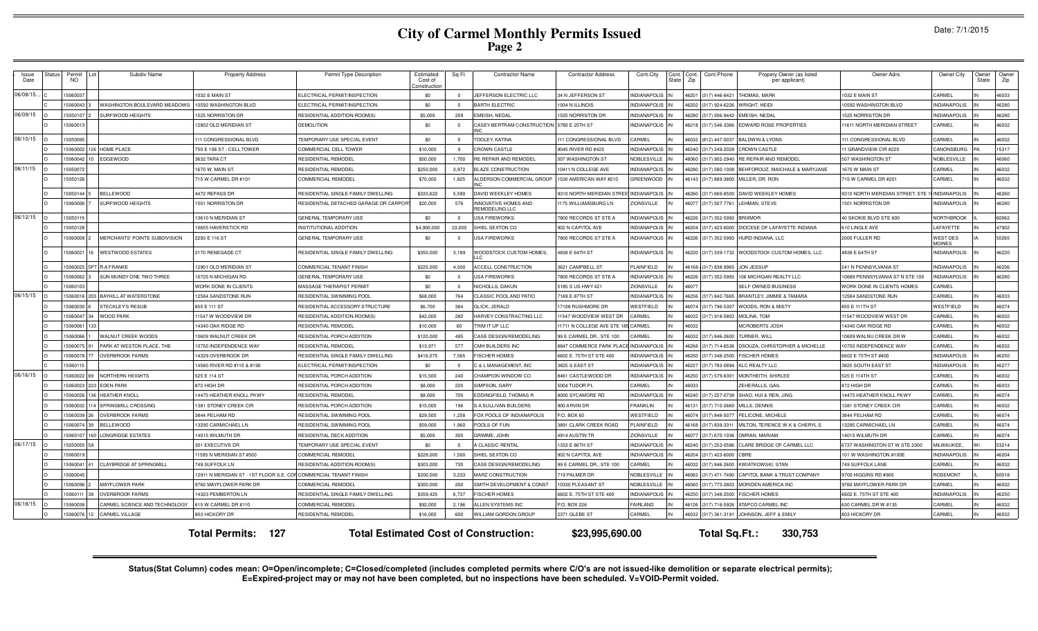# City of Carmel Monthly Permits Issued
## Page 2

Date: 7/1/2015

| Issue Date | Status | Permit NO | Lot | Subdiv Name | Property Address | Permit Type Description | Estimated Cost of Construction | Sq Ft | Contractor Name | Contractor Address | Cont.City | Cont. State | Cont. Zip | Cont.Phone | Propety Owner (as listed per applicant) | Owner Adrs | Owner City | Owner State | Owner Zip |
|---|---|---|---|---|---|---|---|---|---|---|---|---|---|---|---|---|---|---|---|
| 06/08/15... | C | 15060037 | | | 1032 E MAIN ST | ELECTRICAL PERMIT/INSPECTION | $0 | 0 | JEFFERSON ELECTRIC LLC | 34 N JEFFERSON ST | INDIANAPOLIS | IN | 46201 | (317) 446-8421 | THOMAS, MARK | 1032 E MAIN ST | CARMEL | IN | 46033 |
| | C | 15060043 | 3 | WASHINGTON BOULEVARD MEADOWS | 10592 WASHINGTON BLVD | ELECTRICAL PERMIT/INSPECTION | $0 | 0 | BARTH ELECTRIC | 1934 N ILLINOIS | INDIANAPOLIS | IN | 46202 | (317) 924-6226 | WRIGHT, HEIDI | 10592 WASHINGTON BLVD | INDIANAPOLIS | IN | 46280 |
| 06/09/15 | O | 15050107 | 2 | SURFWOOD HEIGHTS | 1525 NORRISTON DR | RESIDENTIAL ADDITION-ROOM(S) | $5,000 | 209 | EMEISH, NEDAL | 1525 NORRISTON DR | INDIANAPOLIS | IN | 46280 | (317) 506-9442 | EMEISH, NEDAL | 1525 NORRISTON DR | INDIANAPOLIS | IN | 46280 |
| | O | 15060013 | | | 12852 OLD MERIDIAN ST | DEMOLITION | $0 | 0 | CASEY-BERTRAM CONSTRUCTION INC | 5780 E 25TH ST | INDIANAPOLIS | IN | 46218 | (317) 546-3366 | EDWARD ROSE PROPERTIES | 11611 NORTH MERIDIAN STREET | CARMEL | IN | 46032 |
| 06/10/15 | O | 15050095 | | | 111 CONGRESSIONAL BLVD | TEMPORARY USE SPECIAL EVENT | $0 | 0 | TOOLEY, KATINA | 111 CONGRESSIONAL BLVD | CARMEL | IN | 46032 | (812) 447-0037 | BALDWIN & LYONS | 111 CONGRESSIONAL BLVD | CARMEL | IN | 46032 |
| | O | 15060002 | 126 | HOME PLACE | 750 E 106 ST - CELL TOWER | COMMERCIAL CELL TOWER | $10,000 | 9 | CROWN CASTLE | 9045 RIVER RD #425 | INDIANAPOLIS | IN | 46240 | (317) 249-2028 | CROWN CASTLE | 11 GRANDVIEW CIR #220 | CANONSBURG | PA | 15317 |
| | O | 15060042 | 10 | EDGEWOOD | 3632 TARA CT | RESIDENTIAL REMODEL | $50,000 | 1,700 | RE REPAIR AND REMODEL | 507 WASHINGTON ST | NOBLESVILLE | IN | 46060 | (317) 902-2940 | RE REPAIR AND REMODEL | 507 WASHINGTON ST | NOBLESVILLE | IN | 46060 |
| 06/11/15 | O | 15050072 | | | 1670 W. MAIN ST. | RESIDENTIAL REMODEL | $250,000 | 3,972 | BLAZE CONSTRUCTION | 10411 N COLLEGE AVE | INDIANAPOLIS | IN | 46280 | (317) 580-1008 | BEHFOROUZ, MAICHALE & MARYJANE | 1670 W MAIN ST | CARMEL | IN | 46032 |
| | O | 15050126 | | | 715 W CARMEL DR #101 | COMMERCIAL REMODEL | $70,000 | 1,825 | ALDERSON COMMERCIAL GROUP INC | 1530 AMERICAN WAY #210 | GREENWOOD | IN | 46143 | (317) 889-3800 | MILLER, DR. RON | 715 W CARMEL DR #201 | CARMEL | IN | 46032 |
| | O | 15050144 | 5 | BELLEWOOD | 4472 REPASS DR | RESIDENTIAL SINGLE FAMILY DWELLING | $333,622 | 5,590 | DAVID WEEKLEY HOMES | 9310 NORTH MERIDIAN STREET | INDIANAPOLIS | IN | 46260 | (317) 669-8500 | DAVID WEEKLEY HOMES | 9310 NORTH MERIDIAN STREET, STE 1 | INDIANAPOLIS | IN | 46260 |
| | O | 15060006 | 7 | SURFWOOD HEIGHTS | 1501 NORRISTON DR | RESIDENTIAL DETACHED GARAGE OR CARPORT | $20,000 | 576 | INNOVATIVE HOMES AND REMODELING LLC | 1175 WILLIAMSBURG LN | ZIONSVILLE | IN | 46077 | (317) 507-7761 | LEHMAN, STEVE | 1501 NORRISTON DR | INDIANAPOLIS | IN | 46280 |
| 06/12/15 | O | 15050119 | | | 13610 N MERIDIAN ST | GENERAL TEMPORARY USE | $0 | 0 | USA FIREWORKS | 7800 RECORDS ST STE A | INDIANAPOLIS | IN | 46226 | (317) 352-5993 | BRIXMOR | 40 SKOKIE BLVD STE 600 | NORTHBROOK | IL | 60062 |
| | O | 15050128 | | | 10655 HAVERSTICK RD | INSTITUTIONAL ADDITION | $4,900,000 | 23,000 | SHIEL SEXTON CO | 902 N CAPITOL AVE | INDIANAPOLIS | IN | 46204 | (317) 423-6000 | DIOCESE OF LAFAYETTE INDIANA | 610 LINGLE AVE | LAFAYETTE | IN | 47902 |
| | O | 15060008 | 2 | MERCHANTS' POINTE SUBDIVISION | 2293 E 116 ST | GENERAL TEMPORARY USE | $0 | 0 | USA FIREWORKS | 7800 RECORDS ST STE A | INDIANAPOLIS | IN | 46226 | (317) 352-5993 | HURD INDIANA, LLC | 2000 FULLER RD | WEST DES MOINES | IA | 50265 |
| | O | 15060021 | 16 | WESTWOOD ESTATES | 2170 RENEGADE CT | RESIDENTIAL SINGLE FAMILY DWELLING | $350,000 | 3,189 | WOODSTOCK CUSTOM HOMES, LLC | 4838 E 64TH ST | INDIANAPOLIS | IN | 46220 | (317) 339-1732 | WOODSTOCK CUSTOM HOMES, LLC | 4838 E 64TH ST | INDIANAPOLIS | IN | 46220 |
| | O | 15060025 | 5PT | R A FRANKE | 12901 OLD MERIDIAN ST | COMMERCIAL TENANT FINISH | $225,000 | 4,500 | ACCELL CONSTRUCTION | 3621 CAMPBELL ST. | PLAINFIELD | IN | 46168 | (317) 838-9965 | JON JESSUP | 241 N PENNSYLVANIA ST | INDIANAPOLIS | IN | 46206 |
| | O | 15060062 | 3 | SUN MUNDY ONE TWO THREE | 10725 N MICHIGAN RD | GENERAL TEMPORARY USE | $0 | 0 | USA FIREWORKS | 7800 RECORDS ST STE A | INDIANAPOLIS | IN | 46226 | (317) 352-5993 | 106 MICHIGAN REALTY LLC | 10689 PENNSYLVANIA ST N STE 100 | INDIANAPOLIS | IN | 46280 |
| | O | 15060103 | | | WORK DONE IN CLIENTS | MASSAGE THERAPIST PERMIT | $0 | 0 | NICHOLLS, DAKUN | 5185 S US HWY 421 | ZIONSVILLE | IN | 46077 | | SELF OWNED BUSINESS | WORK DONE IN CLIENTS HOMES | CARMEL | | |
| 06/15/15 | O | 15060016 | 203 | BAYHILL AT WATERSTONE | 12584 SANDSTONE RUN | RESIDENTIAL SWIMMING POOL | $68,000 | 764 | CLASSIC POOL AND PATIO | 7169 E 87TH ST | INDIANAPOLIS | IN | 46256 | (317) 842-7665 | BRANTLEY, JIMMIE & TAMARA | 12584 SANDSTONE RUN | CARMEL | IN | 46033 |
| | O | 15060030 | 6 | STECKLEY'S RESUB | 855 E 111 ST | RESIDENTIAL ACCESSORY STRUCTURE | $6,700 | 384 | GLICK, JERALD | 17108 RUSHMORE DR | WESTFIELD | IN | 46074 | (317) 796-5307 | WOODS, RON & MISTY | 855 E 111TH ST | WESTFIELD | IN | 46074 |
| | O | 15060047 | 34 | WOOD PARK | 11547 W WOODVIEW DR | RESIDENTIAL ADDITION-ROOM(S) | $42,000 | 280 | HARVEY CONSTRACTING LLC | 11547 WOODVIEW WEST DR | CARMEL | IN | 46032 | (317) 918-5803 | MOLINA, TOM | 11547 WOODVIEW WEST DR | CARMEL | IN | 46032 |
| | O | 15060061 | 133 | | 14340 OAK RIDGE RD | RESIDENTIAL REMODEL | $10,000 | 60 | TRIM IT UP LLC | 11711 N COLLEGE AVE STE 185 | CARMEL | IN | 46032 | | MCROBERTS JOSH | 14340 OAK RIDGE RD | CARMEL | IN | 46032 |
| | O | 15060066 | 1 | WALNUT CREEK WOODS | 10609 WALNUT CREEK DR | RESIDENTIAL PORCH ADDITION | $120,000 | 495 | CASE DESIGN/REMODELING | 99 E CARMEL DR., STE 100 | CARMEL | IN | 46032 | (317) 846-2600 | TURNER, WILL | 10609 WALNU CREEK DR W | CARMEL | IN | 46032 |
| | O | 15060075 | 91 | PARK AT WESTON PLACE, THE | 10750 INDEPENDENCE WAY | RESIDENTIAL REMODEL | $13,971 | 577 | CMH BUILDERS INC | 8847 COMMERCE PARK PLACE | INDIANAPOLIS | IN | 46268 | (317) 714-6536 | DSOUZA, CHRISTOPHER & MICHELLE | 10750 INDEPENDENCE WAY | CARMEL | IN | 46032 |
| | O | 15060078 | 77 | OVERBROOK FARMS | 14329 OVERBROOK DR | RESIDENTIAL SINGLE FAMILY DWELLING | $416,075 | 7,565 | FISCHER HOMES | 6602 E. 75TH ST STE 400 | INDIANAPOLIS | IN | 46250 | (317) 348-2500 | FISCHER HOMES | 6602 E 75TH ST #400 | INDIANAPOLIS | IN | 46250 |
| | C | 15060115 | | | 14580 RIVER RD #110 & #190 | ELECTRICAL PERMIT/INSPECTION | $0 | 0 | C & L MANAGEMENT, INC | 3825 S EAST ST | INDIANAPOLIS | IN | 46227 | (317) 783-0894 | KLC REALTY LLC | 3825 SOUTH EAST ST | INDIANAPOLIS | IN | 46277 |
| 06/16/15 | O | 15060022 | 69 | NORTHERN HEIGHTS | 525 E 114 ST | RESIDENTIAL PORCH ADDITION | $15,500 | 240 | CHAMPION WINDOW CO | 8461 CASTLEWOOD DR | INDIANAPOLIS | IN | 46250 | (317) 579-6301 | MONTHEITH, SHIRLEE | 525 E 114TH ST | CARMEL | IN | 46032 |
| | O | 15060023 | 223 | EDEN PARK | 872 HIGH DR | RESIDENTIAL PORCH ADDITION | $8,000 | 220 | SIMPSON, GARY | 5004 TUDOR PL | CARMEL | IN | 46033 | | ZEHERALLS, GAIL | 872 HIGH DR | CARMEL | IN | 46033 |
| | O | 15060026 | 136 | HEATHER KNOLL | 14475 HEATHER KNOLL PKWY | RESIDENTIAL REMODEL | $8,000 | 700 | EDDINGFIELD, THOMAS R | 8000 SYCAMORE RD | INDIANAPOLIS | IN | 46240 | (317) 257-0738 | SHAO, HUI & REN, JING | 14475 HEATHER KNOLL PKWY | CARMEL | IN | 46074 |
| | O | 15060032 | 114 | SPRINGMILL CROSSING | 1381 STONEY CREEK CIR | RESIDENTIAL PORCH ADDITION | $15,000 | 196 | S A SULLIVAN BUILDERS | 900 ARVIN DR | FRANKLIN | IN | 46131 | (317) 710-2660 | MILLS, DENNIS | 1381 STONEY CREEK CIR | CARMEL | IN | 46032 |
| | O | 15060039 | 26 | OVERBROOK FARMS | 3844 PELHAM RD | RESIDENTIAL SWIMMING POOL | $29,500 | 1,258 | FOX POOLS OF INDIANAPOLIS | P.O. BOX 60 | WESTFIELD | IN | 46074 | (317) 848-5077 | PELICONE, MICHELE | 3844 PELHAM RD | CARMEL | IN | 46074 |
| | O | 15060074 | 39 | BELLEWOOD | 13295 CARMICHAEL LN | RESIDENTIAL SWIMMING POOL | $59,000 | 1,960 | POOLS OF FUN | 3891 CLARK CREEK ROAD | PLAINFIELD | IN | 46168 | (317) 839-3311 | MILTON, TERENCE W K & CHERYL S | 13295 CARMICHAEL LN | CARMEL | IN | 46074 |
| | O | 15060107 | 160 | LONGRIDGE ESTATES | 14015 WILMUTH DR | RESIDENTIAL DECK ADDITION | $5,000 | 300 | GRIMME, JOHN | 4914 AUSTIN TR | ZIONSVILLE | IN | 46077 | (317) 670-1036 | OMRAN, MARIAM | 14015 WILMUTH DR | CARMEL | IN | 46074 |
| 06/17/15 | O | 15050055 | 5A | | 301 EXECUTIVE DR | TEMPORARY USE SPECIAL EVENT | $0 | 0 | A CLASSIC RENTAL | 1333 E 86TH ST | INDIANAPOLIS | IN | 46240 | (317) 253-0586 | CLARE BRIDGE OF CARMEL LLC | 6737 WASHINGTON ST W STE 2300 | MILWAUKEE, | WI | 53214 |
| | O | 15060019 | | | 11595 N MERIDIAN ST #500 | COMMERCIAL REMODEL | $228,000 | 1,500 | SHIEL SEXTON CO | 902 N CAPITOL AVE | INDIANAPOLIS | IN | 46204 | (317) 423-6000 | CBRE | 101 W WASHINGTON #100E | INDIANAPOLIS | IN | 46204 |
| | O | 15060041 | 41 | CLAYBRIDGE AT SPRINGMILL | 749 SUFFOLK LN | RESIDENTIAL ADDITION-ROOM(S) | $303,000 | 730 | CASE DESIGN/REMODELING | 99 E CARMEL DR., STE 100 | CARMEL | IN | 46032 | (317) 846-2600 | KWIATKOWSKI, STAN | 749 SUFFOLK LANE | CARMEL | IN | 46032 |
| | O | 15060045 | | | 12911 N MERIDIAN ST - 1ST FLOOR S.E. COR | COMMERCIAL TENANT FINISH | $200,000 | 5,233 | MARZ CONSTRUCTION | 719 PALMER DR | NOBLESVILLE | IN | 46062 | (317) 471-7490 | CAPITOL BANK & TRUST COMPANY | 9700 HIGGINS RD #900 | ROSEMONT | IL | 60018 |
| | O | 15060096 | 2 | MAYFLOWER PARK | 9760 MAYFLOWER PARK DR | COMMERCIAL REMODEL | $300,000 | 200 | SMITH DEVELOPMENT & CONST | 10330 PLEASANT ST | NOBLESVILLE | IN | 46060 | (317) 773-2803 | MORIDEN AMERICA INC | 9760 MAYFLOWER PARK DR | CARMEL | IN | 46032 |
| | O | 15060111 | 39 | OVERBROOK FARMS | 14323 PEMBERTON LN | RESIDENTIAL SINGLE FAMILY DWELLING | $359,425 | 6,737 | FISCHER HOMES | 6602 E. 75TH ST STE 400 | INDIANAPOLIS | IN | 46250 | (317) 348-2500 | FISCHER HOMES | 6602 E. 75TH ST STE 400 | INDIANAPOLIS | IN | 46250 |
| 06/18/15 | O | 15060038 | | CARMEL SCIENCE AND TECHNOLOGY | 615 W CARMEL DR #110 | COMMERCIAL REMODEL | $92,000 | 2,196 | ALLEN SYSTEMS INC | P.O. BOX 226 | FAIRLAND | IN | 46126 | (317) 716-5926 | ATAPCO CARMEL INC | 630 CARMEL DR W #135 | CARMEL | IN | 46032 |
| | O | 15060076 | 12 | CARMEL VILLAGE | 803 HICKORY DR | RESIDENTIAL REMODEL | $16,000 | 600 | WILLIAM GORDON GROUP | 2371 GLEBE ST | CARMEL | IN | 46032 | (317) 361-3191 | JOHNSON, JEFF & EMILY | 803 HICKORY DR | CARMEL | IN | 46032 |

**Total Permits: 127** **Total Estimated Cost of Construction: $23,995,690.00** **Total Sq.Ft.: 330,753**

**Status(Stat Column) codes mean: O=Open/incomplete; C=Closed/completed (includes completed permits where C/O's are not issued-like demolition or separate electrical permits); E=Expired-project may or may not have been completed, but no inspections have been scheduled. V=VOID-Permit voided.**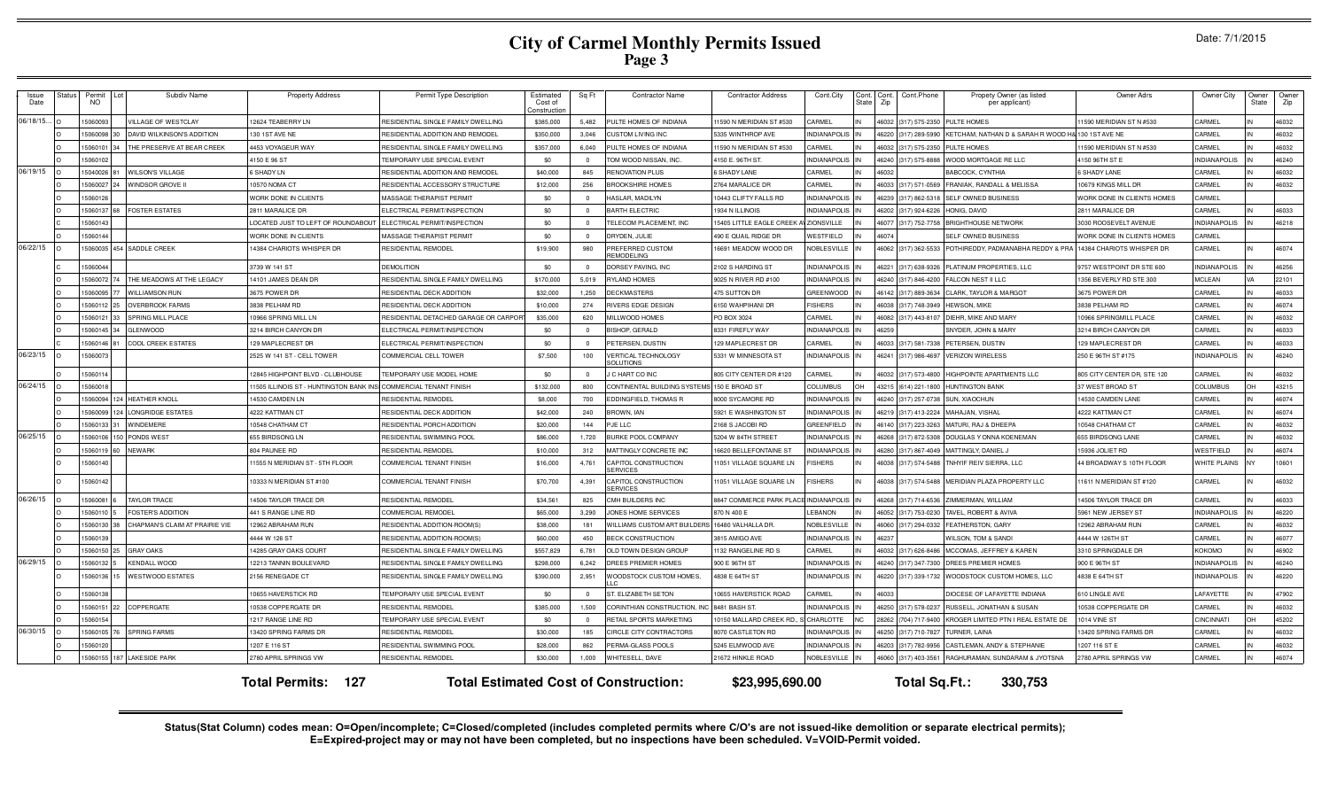# City of Carmel Monthly Permits Issued

## Page 3

Date: 7/1/2015

| Issue Date | Status | Permit NO | Lot | Subdiv Name | Property Address | Permit Type Description | Estimated Cost of Construction | Sq Ft | Contractor Name | Contractor Address | Cont.City | Cont. State | Cont. Zip | Cont.Phone | Propety Owner (as listed per applicant) | Owner Adrs | Owner City | Owner State | Owner Zip |
|---|---|---|---|---|---|---|---|---|---|---|---|---|---|---|---|---|---|---|---|
| 06/18/15... | O | 15060093 | | VILLAGE OF WESTCLAY | 12624 TEABERRY LN | RESIDENTIAL SINGLE FAMILY DWELLING | $385,000 | 5,482 | PULTE HOMES OF INDIANA | 11590 N MERIDIAN ST #530 | CARMEL | IN | 46032 | (317) 575-2350 | PULTE HOMES | 11590 MERIDIAN ST N #530 | CARMEL | IN | 46032 |
| | O | 15060098 | 30 | DAVID WILKINSON'S ADDITION | 130 1ST AVE NE | RESIDENTIAL ADDITION AND REMODEL | $350,000 | 3,046 | CUSTOM LIVING INC | 5335 WINTHROP AVE | INDIANAPOLIS | IN | 46220 | (317) 289-5990 | KETCHAM, NATHAN D & SARAH R WOOD H& | 130 1ST AVE NE | CARMEL | IN | 46032 |
| | O | 15060101 | 34 | THE PRESERVE AT BEAR CREEK | 4453 VOYAGEUR WAY | RESIDENTIAL SINGLE FAMILY DWELLING | $357,000 | 6,040 | PULTE HOMES OF INDIANA | 11590 N MERIDIAN ST #530 | CARMEL | IN | 46032 | (317) 575-2350 | PULTE HOMES | 11590 MERIDIAN ST N #530 | CARMEL | IN | 46032 |
| | O | 15060102 | | | 4150 E 96 ST | TEMPORARY USE SPECIAL EVENT | $0 | 0 | TOM WOOD NISSAN, INC. | 4150 E. 96TH ST. | INDIANAPOLIS | IN | 46240 | (317) 575-8888 | WOOD MORTGAGE RE LLC | 4150 96TH ST E | INDIANAPOLIS | IN | 46240 |
| 06/19/15 | O | 15040026 | 81 | WILSON'S VILLAGE | 6 SHADY LN | RESIDENTIAL ADDITION AND REMODEL | $40,000 | 845 | RENOVATION PLUS | 6 SHADY LANE | CARMEL | IN | 46032 | | BABCOCK, CYNTHIA | 6 SHADY LANE | CARMEL | IN | 46032 |
| | O | 15060027 | 24 | WINDSOR GROVE II | 10570 NOMA CT | RESIDENTIAL ACCESSORY STRUCTURE | $12,000 | 256 | BROOKSHIRE HOMES | 2764 MARALICE DR | CARMEL | IN | 46033 | (317) 571-0569 | FRANIAK, RANDALL & MELISSA | 10679 KINGS MILL DR | CARMEL | IN | 46032 |
| | O | 15060126 | | | WORK DONE IN CLIENTS | MASSAGE THERAPIST PERMIT | $0 | 0 | HASLAR, MADILYN | 10443 CLIFTY FALLS RD | INDIANAPOLIS | IN | 46239 | (317) 862-5318 | SELF OWNED BUSINESS | WORK DONE IN CLIENTS HOMES | CARMEL | | |
| | O | 15060137 | 68 | FOSTER ESTATES | 2811 MARALICE DR | ELECTRICAL PERMIT/INSPECTION | $0 | 0 | BARTH ELECTRIC | 1934 N ILLINOIS | INDIANAPOLIS | IN | 46202 | (317) 924-6226 | HONIG, DAVID | 2811 MARALICE DR | CARMEL | IN | 46033 |
| | O | 15060143 | | | LOCATED JUST TO LEFT OF ROUNDABOUT | ELECTRICAL PERMIT/INSPECTION | $0 | 0 | TELECOM PLACEMENT, INC | 15405 LITTLE EAGLE CREEK AV | ZIONSVILLE | IN | 46077 | (317) 752-7758 | BRIGHTHOUSE NETWORK | 3030 ROOSEVELT AVENUE | INDIANAPOLIS | IN | 46218 |
| | O | 15060144 | | | WORK DONE IN CLIENTS | MASSAGE THERAPIST PERMIT | $0 | 0 | DRYDEN, JULIE | 490 E QUAIL RIDGE DR | WESTFIELD | IN | 46074 | | SELF OWNED BUSINESS | WORK DONE IN CLIENTS HOMES | CARMEL | | |
| 06/22/15 | O | 15060035 | 454 | SADDLE CREEK | 14384 CHARIOTS WHISPER DR | RESIDENTIAL REMODEL | $19,900 | 980 | PREFERRED CUSTOM REMODELING | 16691 MEADOW WOOD DR | NOBLESVILLE | IN | 46062 | (317) 362-5533 | POTHIREDDY, PADMANABHA REDDY & PRA | 14384 CHARIOTS WHISPER DR | CARMEL | IN | 46074 |
| | C | 15060044 | | | 3739 W 141 ST | DEMOLITION | $0 | 0 | DORSEY PAVING, INC | 2102 S HARDING ST | INDIANAPOLIS | IN | 46221 | (317) 638-9326 | PLATINUM PROPERTIES, LLC | 9757 WESTPOINT DR STE 600 | INDIANAPOLIS | IN | 46256 |
| | O | 15060072 | 74 | THE MEADOWS AT THE LEGACY | 14101 JAMES DEAN DR | RESIDENTIAL SINGLE FAMILY DWELLING | $170,000 | 5,019 | RYLAND HOMES | 9025 N RIVER RD #100 | INDIANAPOLIS | IN | 46240 | (317) 846-4200 | FALCON NEST II LLC | 1356 BEVERLY RD STE 300 | MCLEAN | VA | 22101 |
| | O | 15060095 | 77 | WILLIAMSON RUN | 3675 POWER DR | RESIDENTIAL DECK ADDITION | $32,000 | 1,250 | DECKMASTERS | 475 SUTTON DR | GREENWOOD | IN | 46142 | (317) 889-3634 | CLARK, TAYLOR & MARGOT | 3675 POWER DR | CARMEL | IN | 46033 |
| | O | 15060112 | 25 | OVERBROOK FARMS | 3838 PELHAM RD | RESIDENTIAL DECK ADDITION | $10,000 | 274 | RIVERS EDGE DESIGN | 6150 WAHPIHANI DR | FISHERS | IN | 46038 | (317) 748-3949 | HEWSON, MIKE | 3838 PELHAM RD | CARMEL | IN | 46074 |
| | O | 15060121 | 33 | SPRING MILL PLACE | 10966 SPRING MILL LN | RESIDENTIAL DETACHED GARAGE OR CARPORT | $35,000 | 620 | MILLWOOD HOMES | PO BOX 3024 | CARMEL | IN | 46082 | (317) 443-8107 | DIEHR, MIKE AND MARY | 10966 SPRINGMILL PLACE | CARMEL | IN | 46032 |
| | O | 15060145 | 34 | GLENWOOD | 3214 BIRCH CANYON DR | ELECTRICAL PERMIT/INSPECTION | $0 | 0 | BISHOP, GERALD | 8331 FIREFLY WAY | INDIANAPOLIS | IN | 46259 | | SNYDER, JOHN & MARY | 3214 BIRCH CANYON DR | CARMEL | IN | 46033 |
| | C | 15060146 | 81 | COOL CREEK ESTATES | 129 MAPLECREST DR | ELECTRICAL PERMIT/INSPECTION | $0 | 0 | PETERSEN, DUSTIN | 129 MAPLECREST DR | CARMEL | IN | 46033 | (317) 581-7338 | PETERSEN, DUSTIN | 129 MAPLECREST DR | CARMEL | IN | 46033 |
| 06/23/15 | O | 15060073 | | | 2525 W 141 ST - CELL TOWER | COMMERCIAL CELL TOWER | $7,500 | 100 | VERTICAL TECHNOLOGY SOLUTIONS | 5331 W MINNESOTA ST | INDIANAPOLIS | IN | 46241 | (317) 986-4697 | VERIZON WIRELESS | 250 E 96TH ST #175 | INDIANAPOLIS | IN | 46240 |
| | O | 15060114 | | | 12845 HIGHPOINT BLVD - CLUBHOUSE | TEMPORARY USE MODEL HOME | $0 | 0 | J C HART CO INC | 805 CITY CENTER DR #120 | CARMEL | IN | 46032 | (317) 573-4800 | HIGHPOINTE APARTMENTS LLC | 805 CITY CENTER DR, STE 120 | CARMEL | IN | 46032 |
| 06/24/15 | O | 15060018 | | | 11505 ILLINOIS ST - HUNTINGTON BANK INS | COMMERCIAL TENANT FINISH | $132,000 | 800 | CONTINENTAL BUILDING SYSTEMS | 150 E BROAD ST | COLUMBUS | OH | 43215 | (614) 221-1800 | HUNTINGTON BANK | 37 WEST BROAD ST | COLUMBUS | OH | 43215 |
| | O | 15060094 | 124 | HEATHER KNOLL | 14530 CAMDEN LN | RESIDENTIAL REMODEL | $8,000 | 700 | EDDINGFIELD, THOMAS R | 8000 SYCAMORE RD | INDIANAPOLIS | IN | 46240 | (317) 257-0738 | SUN, XIAOCHUN | 14530 CAMDEN LANE | CARMEL | IN | 46074 |
| | O | 15060099 | 124 | LONGRIDGE ESTATES | 4222 KATTMAN CT | RESIDENTIAL DECK ADDITION | $42,000 | 240 | BROWN, IAN | 5921 E WASHINGTON ST | INDIANAPOLIS | IN | 46219 | (317) 413-2224 | MAHAJAN, VISHAL | 4222 KATTMAN CT | CARMEL | IN | 46074 |
| | O | 15060133 | 31 | WINDEMERE | 10548 CHATHAM CT | RESIDENTIAL PORCH ADDITION | $20,000 | 144 | PJE LLC | 2168 S JACOBI RD | GREENFIELD | IN | 46140 | (317) 223-3263 | MATURI, RAJ & DHEEPA | 10548 CHATHAM CT | CARMEL | IN | 46032 |
| 06/25/15 | O | 15060106 | 150 | PONDS WEST | 655 BIRDSONG LN | RESIDENTIAL SWIMMING POOL | $86,000 | 1,720 | BURKE POOL COMPANY | 5204 W 84TH STREET | INDIANAPOLIS | IN | 46268 | (317) 872-5308 | DOUGLAS Y ONNA KOENEMAN | 655 BIRDSONG LANE | CARMEL | IN | 46032 |
| | O | 15060119 | 60 | NEWARK | 804 PAUNEE RD | RESIDENTIAL REMODEL | $10,000 | 312 | MATTINGLY CONCRETE INC | 16620 BELLEFONTAINE ST | INDIANAPOLIS | IN | 46280 | (317) 867-4049 | MATTINGLY, DANIEL J | 15936 JOLIET RD | WESTFIELD | IN | 46074 |
| | O | 15060140 | | | 11555 N MERIDIAN ST - 5TH FLOOR | COMMERCIAL TENANT FINISH | $16,000 | 4,761 | CAPITOL CONSTRUCTION SERVICES | 11051 VILLAGE SQUARE LN | FISHERS | IN | 46038 | (317) 574-5488 | TNHYIF REIV SIERRA, LLC | 44 BROADWAY S 10TH FLOOR | WHITE PLAINS | NY | 10601 |
| | O | 15060142 | | | 10333 N MERIDIAN ST #100 | COMMERCIAL TENANT FINISH | $70,700 | 4,391 | CAPITOL CONSTRUCTION SERVICES | 11051 VILLAGE SQUARE LN | FISHERS | IN | 46038 | (317) 574-5488 | MERIDIAN PLAZA PROPERTY LLC | 11611 N MERIDIAN ST #120 | CARMEL | IN | 46032 |
| 06/26/15 | O | 15060081 | 6 | TAYLOR TRACE | 14506 TAYLOR TRACE DR | RESIDENTIAL REMODEL | $34,561 | 825 | CMH BUILDERS INC | 8847 COMMERCE PARK PLACE | INDIANAPOLIS | IN | 46268 | (317) 714-6536 | ZIMMERMAN, WILLIAM | 14506 TAYLOR TRACE DR | CARMEL | IN | 46033 |
| | O | 15060110 | 5 | FOSTER'S ADDITION | 441 S RANGE LINE RD | COMMERCIAL REMODEL | $65,000 | 3,290 | JONES HOME SERVICES | 870 N 400 E | LEBANON | IN | 46052 | (317) 753-0230 | TAVEL, ROBERT & AVIVA | 5961 NEW JERSEY ST | INDIANAPOLIS | IN | 46220 |
| | O | 15060130 | 38 | CHAPMAN'S CLAIM AT PRAIRIE VIE | 12962 ABRAHAM RUN | RESIDENTIAL ADDITION-ROOM(S) | $38,000 | 181 | WILLIAMS CUSTOM ART BUILDERS | 16480 VALHALLA DR. | NOBLESVILLE | IN | 46060 | (317) 294-0332 | FEATHERSTON, GARY | 12962 ABRAHAM RUN | CARMEL | IN | 46032 |
| | O | 15060139 | | | 4444 W 126 ST | RESIDENTIAL ADDITION-ROOM(S) | $60,000 | 450 | BECK CONSTRUCTION | 3815 AMIGO AVE | INDIANAPOLIS | IN | 46237 | | WILSON, TOM & SANDI | 4444 W 126TH ST | CARMEL | IN | 46077 |
| | O | 15060150 | 25 | GRAY OAKS | 14285 GRAY OAKS COURT | RESIDENTIAL SINGLE FAMILY DWELLING | $557,829 | 6,781 | OLD TOWN DESIGN GROUP | 1132 RANGELINE RD S | CARMEL | IN | 46032 | (317) 626-8486 | MCCOMAS, JEFFREY & KAREN | 3310 SPRINGDALE DR | KOKOMO | IN | 46902 |
| 06/29/15 | O | 15060132 | 5 | KENDALL WOOD | 12213 TANNIN BOULEVARD | RESIDENTIAL SINGLE FAMILY DWELLING | $298,000 | 6,242 | DREES PREMIER HOMES | 900 E 96TH ST | INDIANAPOLIS | IN | 46240 | (317) 347-7300 | DREES PREMIER HOMES | 900 E 96TH ST | INDIANAPOLIS | IN | 46240 |
| | O | 15060136 | 15 | WESTWOOD ESTATES | 2156 RENEGADE CT | RESIDENTIAL SINGLE FAMILY DWELLING | $390,000 | 2,951 | WOODSTOCK CUSTOM HOMES, LLC | 4838 E 64TH ST | INDIANAPOLIS | IN | 46220 | (317) 339-1732 | WOODSTOCK CUSTOM HOMES, LLC | 4838 E 64TH ST | INDIANAPOLIS | IN | 46220 |
| | O | 15060138 | | | 10655 HAVERSTICK RD | TEMPORARY USE SPECIAL EVENT | $0 | 0 | ST. ELIZABETH SETON | 10655 HAVERSTICK ROAD | CARMEL | IN | 46033 | | DIOCESE OF LAFAYETTE INDIANA | 610 LINGLE AVE | LAFAYETTE | IN | 47902 |
| | O | 15060151 | 22 | COPPERGATE | 10538 COPPERGATE DR | RESIDENTIAL REMODEL | $385,000 | 1,500 | CORINTHIAN CONSTRUCTION, INC | 8481 BASH ST. | INDIANAPOLIS | IN | 46250 | (317) 578-0237 | RUSSELL, JONATHAN & SUSAN | 10538 COPPERGATE DR | CARMEL | IN | 46032 |
| | O | 15060154 | | | 1217 RANGE LINE RD | TEMPORARY USE SPECIAL EVENT | $0 | 0 | RETAIL SPORTS MARKETING | 10150 MALLARD CREEK RD., S | CHARLOTTE | NC | 28262 | (704) 717-9400 | KROGER LIMITED PTN I REAL ESTATE DE | 1014 VINE ST | CINCINNATI | OH | 45202 |
| 06/30/15 | O | 15060105 | 76 | SPRING FARMS | 13420 SPRING FARMS DR | RESIDENTIAL REMODEL | $30,000 | 185 | CIRCLE CITY CONTRACTORS | 8070 CASTLETON RD | INDIANAPOLIS | IN | 46250 | (317) 710-7827 | TURNER, LAINA | 13420 SPRING FARMS DR | CARMEL | IN | 46032 |
| | O | 15060120 | | | 1207 E 116 ST | RESIDENTIAL SWIMMING POOL | $28,000 | 862 | PERMA-GLASS POOLS | 5245 ELMWOOD AVE | INDIANAPOLIS | IN | 46203 | (317) 782-9956 | CASTLEMAN, ANDY & STEPHANIE | 1207 116 ST E | CARMEL | IN | 46032 |
| | O | 15060155 | 187 | LAKESIDE PARK | 2780 APRIL SPRINGS VW | RESIDENTIAL REMODEL | $30,000 | 1,000 | WHITESELL, DAVE | 21672 HINKLE ROAD | NOBLESVILLE | IN | 46060 | (317) 403-3561 | RAGHURAMAN, SUNDARAM & JYOTSNA | 2780 APRIL SPRINGS VW | CARMEL | IN | 46074 |

**Total Permits: 127**  **Total Estimated Cost of Construction: $23,995,690.00**  **Total Sq.Ft.: 330,753**

**Status(Stat Column) codes mean: O=Open/incomplete; C=Closed/completed (includes completed permits where C/O's are not issued-like demolition or separate electrical permits); E=Expired-project may or may not have been completed, but no inspections have been scheduled. V=VOID-Permit voided.**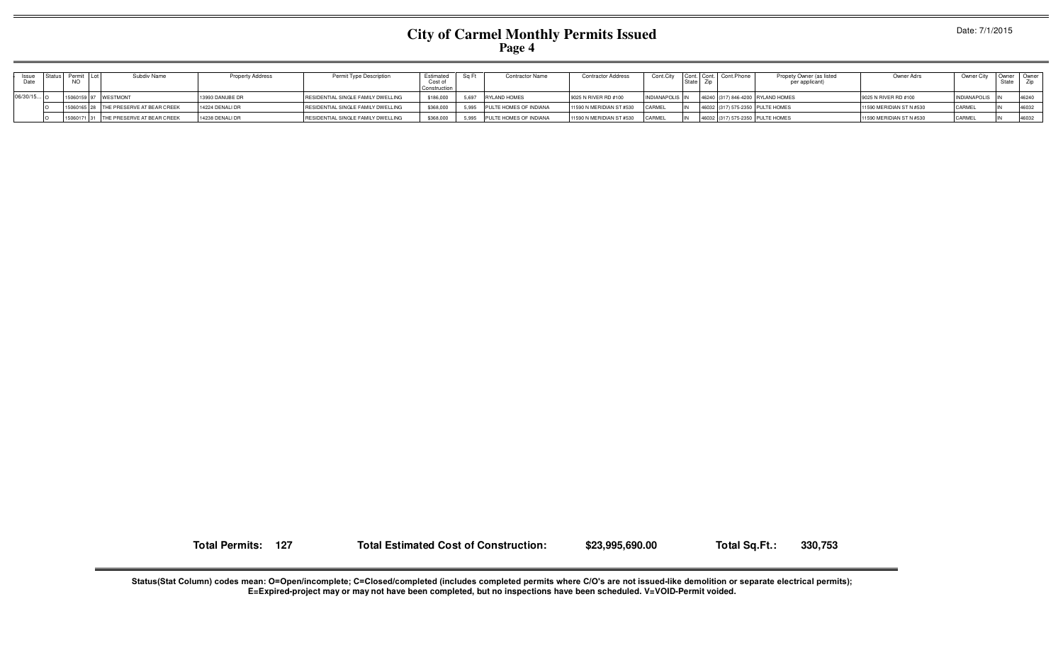# City of Carmel Monthly Permits Issued

## Page 4

Date: 7/1/2015

| Issue Date | Status | Permit NO | Lot | Subdiv Name | Property Address | Permit Type Description | Estimated Cost of Construction | Sq Ft | Contractor Name | Contractor Address | Cont.City | Cont. State | Cont. Zip | Cont.Phone | Propety Owner (as listed per applicant) | Owner Adrs | Owner City | Owner State | Owner Zip |
|---|---|---|---|---|---|---|---|---|---|---|---|---|---|---|---|---|---|---|---|
| 06/30/15... | O | 15060159 | 97 | WESTMONT | 13993 DANUBE DR | RESIDENTIAL SINGLE FAMILY DWELLING | $186,000 | 5,697 | RYLAND HOMES | 9025 N RIVER RD #100 | INDIANAPOLIS | IN | 46240 | (317) 846-4200 | RYLAND HOMES | 9025 N RIVER RD #100 | INDIANAPOLIS | IN | 46240 |
| | O | 15060165 | 28 | THE PRESERVE AT BEAR CREEK | 14224 DENALI DR | RESIDENTIAL SINGLE FAMILY DWELLING | $368,000 | 5,995 | PULTE HOMES OF INDIANA | 11590 N MERIDIAN ST #530 | CARMEL | IN | 46032 | (317) 575-2350 | PULTE HOMES | 11590 MERIDIAN ST N #530 | CARMEL | IN | 46032 |
| | O | 15060171 | 31 | THE PRESERVE AT BEAR CREEK | 14238 DENALI DR | RESIDENTIAL SINGLE FAMILY DWELLING | $368,000 | 5,995 | PULTE HOMES OF INDIANA | 11590 N MERIDIAN ST #530 | CARMEL | IN | 46032 | (317) 575-2350 | PULTE HOMES | 11590 MERIDIAN ST N #530 | CARMEL | IN | 46032 |

**Total Permits: 127** **Total Estimated Cost of Construction: $23,995,690.00** **Total Sq.Ft.: 330,753**

**Status(Stat Column) codes mean: O=Open/incomplete; C=Closed/completed (includes completed permits where C/O's are not issued-like demolition or separate electrical permits); E=Expired-project may or may not have been completed, but no inspections have been scheduled. V=VOID-Permit voided.**